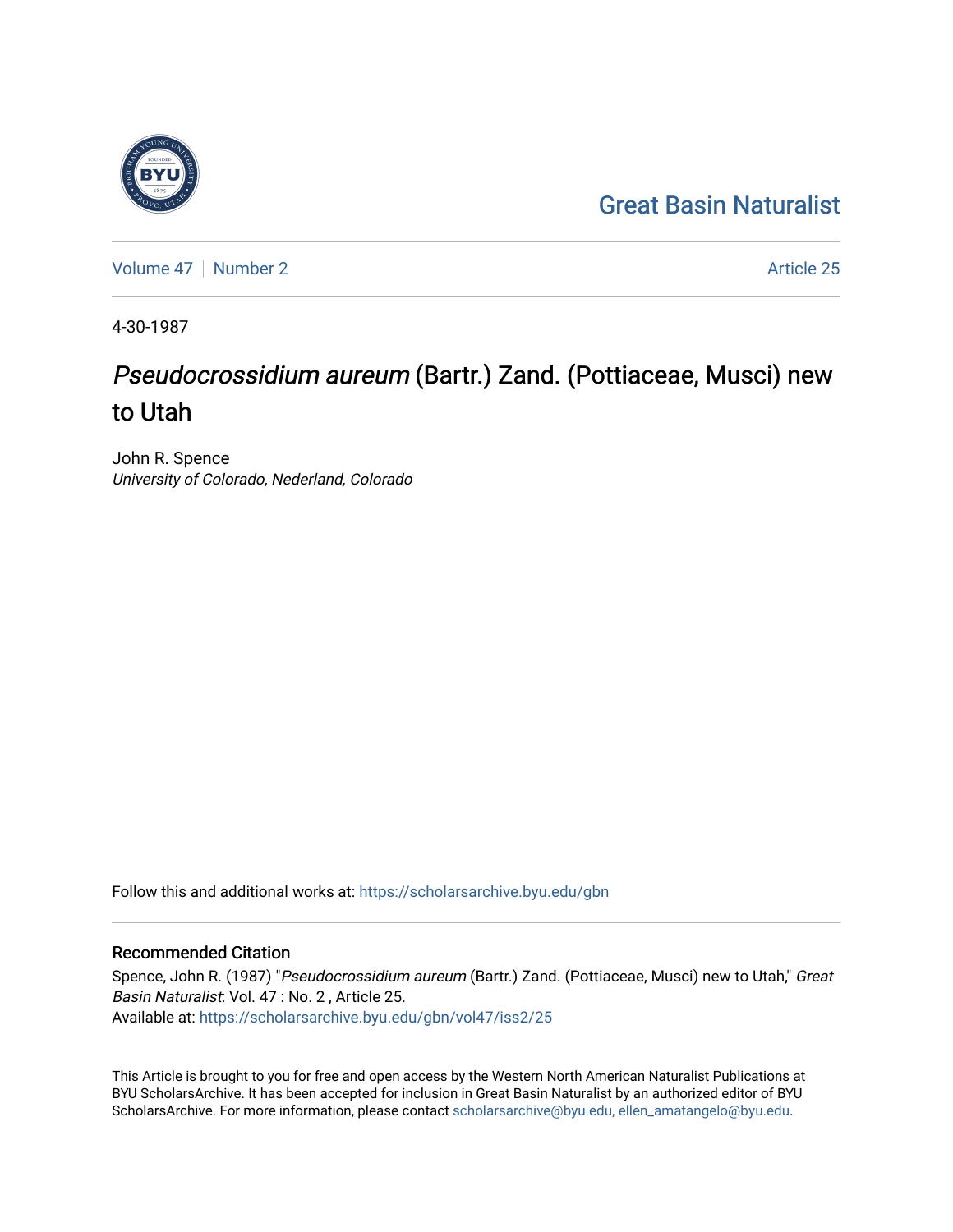Great Basin Naturalist

Volume 47 | Number 2 | Article 25

4-30-1987

# *Pseudocrossidium aureum* (Bartr.) Zand. (Pottiaceae, Musci) new to Utah

John R. Spence
*University of Colorado, Nederland, Colorado*

Follow this and additional works at: https://scholarsarchive.byu.edu/gbn

## Recommended Citation

Spence, John R. (1987) "*Pseudocrossidium aureum* (Bartr.) Zand. (Pottiaceae, Musci) new to Utah," *Great Basin Naturalist*: Vol. 47 : No. 2 , Article 25.
Available at: https://scholarsarchive.byu.edu/gbn/vol47/iss2/25

This Article is brought to you for free and open access by the Western North American Naturalist Publications at BYU ScholarsArchive. It has been accepted for inclusion in Great Basin Naturalist by an authorized editor of BYU ScholarsArchive. For more information, please contact scholarsarchive@byu.edu, ellen_amatangelo@byu.edu.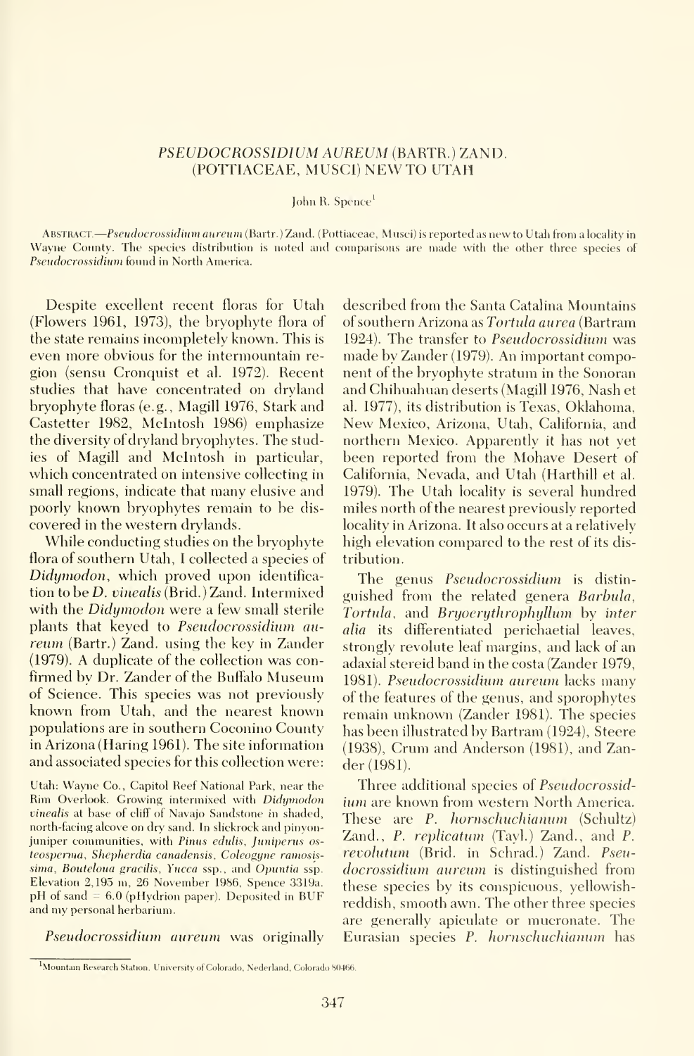# *PSEUDOCROSSIDIUM AUREUM* (BARTR.) ZAND. (POTTIACEAE, MUSCI) NEW TO UTAH

John R. Spence[1]

ABSTRACT.—*Pseudocrossidium aureum* (Bartr.) Zand. (Pottiaceae, Musci) is reported as new to Utah from a locality in Wayne County. The species distribution is noted and comparisons are made with the other three species of *Pseudocrossidium* found in North America.

Despite excellent recent floras for Utah (Flowers 1961, 1973), the bryophyte flora of the state remains incompletely known. This is even more obvious for the intermountain region (sensu Cronquist et al. 1972). Recent studies that have concentrated on dryland bryophyte floras (e.g., Magill 1976, Stark and Castetter 1982, McIntosh 1986) emphasize the diversity of dryland bryophytes. The studies of Magill and McIntosh in particular, which concentrated on intensive collecting in small regions, indicate that many elusive and poorly known bryophytes remain to be discovered in the western drylands.

While conducting studies on the bryophyte flora of southern Utah, I collected a species of *Didymodon*, which proved upon identification to be *D. vinealis* (Brid.) Zand. Intermixed with the *Didymodon* were a few small sterile plants that keyed to *Pseudocrossidium aureum* (Bartr.) Zand. using the key in Zander (1979). A duplicate of the collection was confirmed by Dr. Zander of the Buffalo Museum of Science. This species was not previously known from Utah, and the nearest known populations are in southern Coconino County in Arizona (Haring 1961). The site information and associated species for this collection were:

Utah: Wayne Co., Capitol Reef National Park, near the Rim Overlook. Growing intermixed with *Didymodon vinealis* at base of cliff of Navajo Sandstone in shaded, north-facing alcove on dry sand. In slickrock and pinyon-juniper communities, with *Pinus edulis*, *Juniperus osteosperma*, *Shepherdia canadensis*, *Coleogyne ramosissima*, *Bouteloua gracilis*, *Yucca* ssp., and *Opuntia* ssp. Elevation 2,195 m, 26 November 1986, Spence 3319a. pH of sand = 6.0 (pHydrion paper). Deposited in BUF and my personal herbarium.

*Pseudocrossidium aureum* was originally described from the Santa Catalina Mountains of southern Arizona as *Tortula aurea* (Bartram 1924). The transfer to *Pseudocrossidium* was made by Zander (1979). An important component of the bryophyte stratum in the Sonoran and Chihuahuan deserts (Magill 1976, Nash et al. 1977), its distribution is Texas, Oklahoma, New Mexico, Arizona, Utah, California, and northern Mexico. Apparently it has not yet been reported from the Mohave Desert of California, Nevada, and Utah (Harthill et al. 1979). The Utah locality is several hundred miles north of the nearest previously reported locality in Arizona. It also occurs at a relatively high elevation compared to the rest of its distribution.

The genus *Pseudocrossidium* is distinguished from the related genera *Barbula*, *Tortula*, and *Bryoerythrophyllum* by *inter alia* its differentiated perichaetial leaves, strongly revolute leaf margins, and lack of an adaxial stereid band in the costa (Zander 1979, 1981). *Pseudocrossidium aureum* lacks many of the features of the genus, and sporophytes remain unknown (Zander 1981). The species has been illustrated by Bartram (1924), Steere (1938), Crum and Anderson (1981), and Zander (1981).

Three additional species of *Pseudocrossidium* are known from western North America. These are *P. hornschuchianum* (Schultz) Zand., *P. replicatum* (Tayl.) Zand., and *P. revolutum* (Brid. in Schrad.) Zand. *Pseudocrossidium aureum* is distinguished from these species by its conspicuous, yellowish-reddish, smooth awn. The other three species are generally apiculate or mucronate. The Eurasian species *P. hornschuchianum* has

[1]Mountain Research Station, University of Colorado, Nederland, Colorado 80466.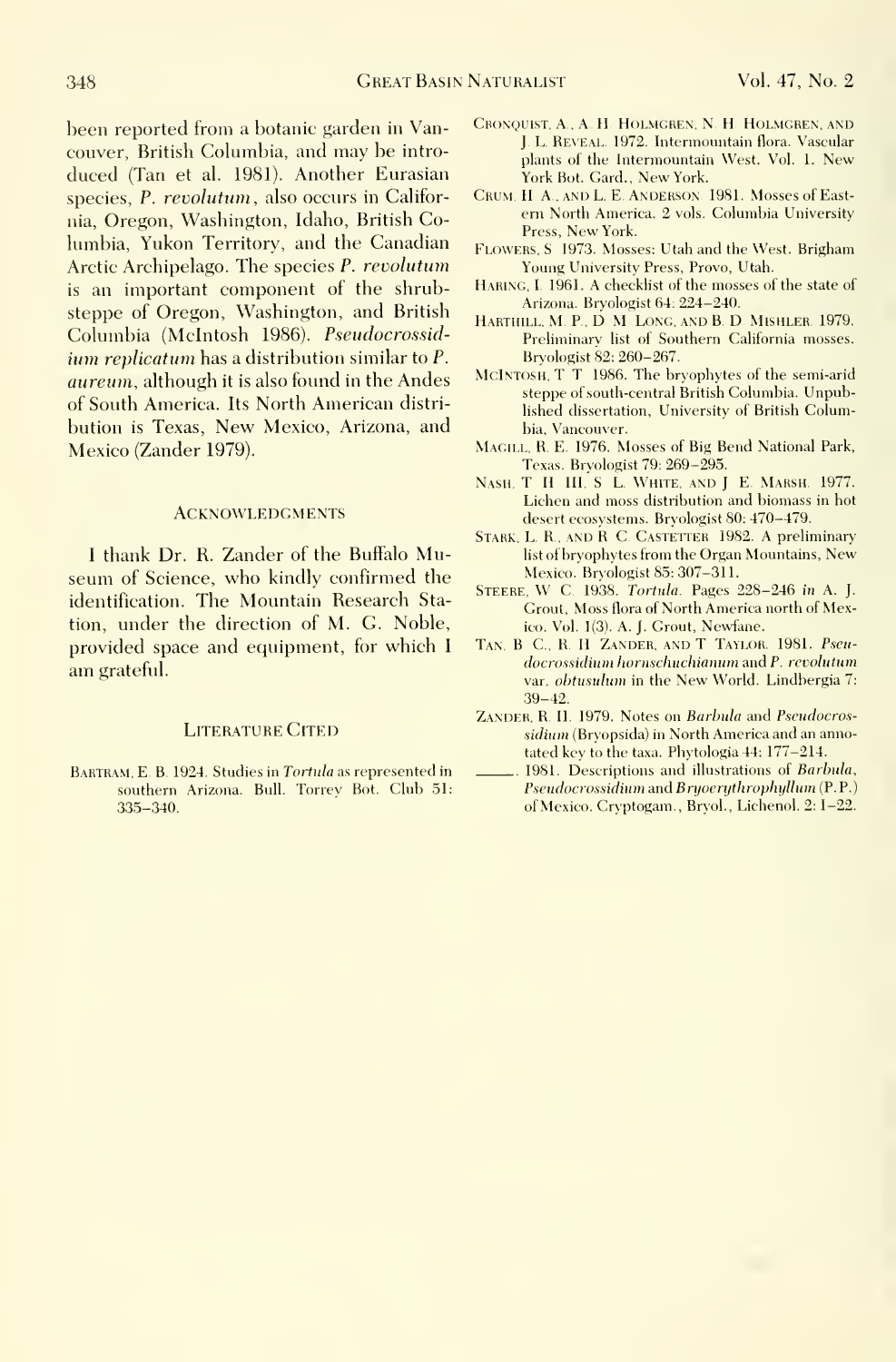been reported from a botanic garden in Vancouver, British Columbia, and may be introduced (Tan et al. 1981). Another Eurasian species, *P. revolutum*, also occurs in California, Oregon, Washington, Idaho, British Columbia, Yukon Territory, and the Canadian Arctic Archipelago. The species *P. revolutum* is an important component of the shrub-steppe of Oregon, Washington, and British Columbia (McIntosh 1986). *Pseudocrossidium replicatum* has a distribution similar to *P. aureum*, although it is also found in the Andes of South America. Its North American distribution is Texas, New Mexico, Arizona, and Mexico (Zander 1979).

## Acknowledgments

I thank Dr. R. Zander of the Buffalo Museum of Science, who kindly confirmed the identification. The Mountain Research Station, under the direction of M. G. Noble, provided space and equipment, for which I am grateful.

## Literature Cited

Bartram, E. B. 1924. Studies in *Tortula* as represented in southern Arizona. Bull. Torrey Bot. Club 51: 335–340.

Cronquist, A., A. H. Holmgren, N. H. Holmgren, and J. L. Reveal. 1972. Intermountain flora. Vascular plants of the Intermountain West. Vol. 1. New York Bot. Gard., New York.

Crum, H. A., and L. E. Anderson. 1981. Mosses of Eastern North America. 2 vols. Columbia University Press, New York.

Flowers, S. 1973. Mosses: Utah and the West. Brigham Young University Press, Provo, Utah.

Haring, I. 1961. A checklist of the mosses of the state of Arizona. Bryologist 64: 224–240.

Harthill, M. P., D. M. Long, and B. D. Mishler. 1979. Preliminary list of Southern California mosses. Bryologist 82: 260–267.

McIntosh, T. T. 1986. The bryophytes of the semi-arid steppe of south-central British Columbia. Unpublished dissertation, University of British Columbia, Vancouver.

Magill, R. E. 1976. Mosses of Big Bend National Park, Texas. Bryologist 79: 269–295.

Nash, T. H. III, S. L. White, and J. E. Marsh. 1977. Lichen and moss distribution and biomass in hot desert ecosystems. Bryologist 80: 470–479.

Stark, L. R., and R. C. Castetter. 1982. A preliminary list of bryophytes from the Organ Mountains, New Mexico. Bryologist 85: 307–311.

Steere, W. C. 1938. *Tortula*. Pages 228–246 *in* A. J. Grout, Moss flora of North America north of Mexico. Vol. 1(3). A. J. Grout, Newfane.

Tan, B. C., R. H. Zander, and T. Taylor. 1981. *Pseudocrossidium hornschuchianum* and *P. revolutum* var. *obtusulum* in the New World. Lindbergia 7: 39–42.

Zander, R. H. 1979. Notes on *Barbula* and *Pseudocrossidium* (Bryopsida) in North America and an annotated key to the taxa. Phytologia 44: 177–214.

———. 1981. Descriptions and illustrations of *Barbula*, *Pseudocrossidium* and *Bryoerythrophyllum* (P.P.) of Mexico. Cryptogam., Bryol., Lichenol. 2: 1–22.